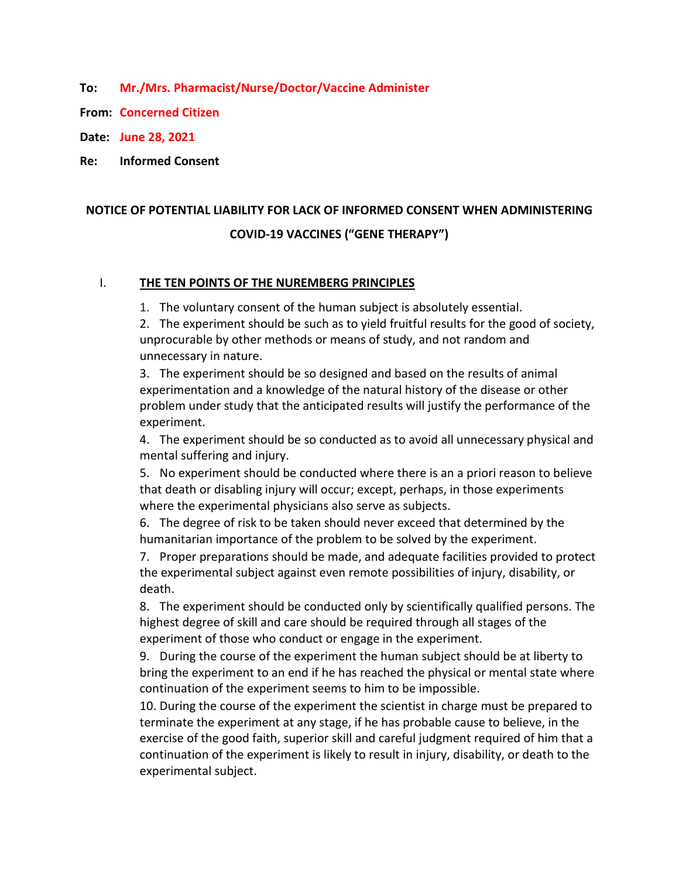**To:** **Mr./Mrs. Pharmacist/Nurse/Doctor/Vaccine Administer**

**From:** **Concerned Citizen**

**Date:** **June 28, 2021**

**Re:** **Informed Consent**

**NOTICE OF POTENTIAL LIABILITY FOR LACK OF INFORMED CONSENT WHEN ADMINISTERING COVID-19 VACCINES ("GENE THERAPY")**

## I. THE TEN POINTS OF THE NUREMBERG PRINCIPLES

1. The voluntary consent of the human subject is absolutely essential.
2. The experiment should be such as to yield fruitful results for the good of society, unprocurable by other methods or means of study, and not random and unnecessary in nature.
3. The experiment should be so designed and based on the results of animal experimentation and a knowledge of the natural history of the disease or other problem under study that the anticipated results will justify the performance of the experiment.
4. The experiment should be so conducted as to avoid all unnecessary physical and mental suffering and injury.
5. No experiment should be conducted where there is an a priori reason to believe that death or disabling injury will occur; except, perhaps, in those experiments where the experimental physicians also serve as subjects.
6. The degree of risk to be taken should never exceed that determined by the humanitarian importance of the problem to be solved by the experiment.
7. Proper preparations should be made, and adequate facilities provided to protect the experimental subject against even remote possibilities of injury, disability, or death.
8. The experiment should be conducted only by scientifically qualified persons. The highest degree of skill and care should be required through all stages of the experiment of those who conduct or engage in the experiment.
9. During the course of the experiment the human subject should be at liberty to bring the experiment to an end if he has reached the physical or mental state where continuation of the experiment seems to him to be impossible.
10. During the course of the experiment the scientist in charge must be prepared to terminate the experiment at any stage, if he has probable cause to believe, in the exercise of the good faith, superior skill and careful judgment required of him that a continuation of the experiment is likely to result in injury, disability, or death to the experimental subject.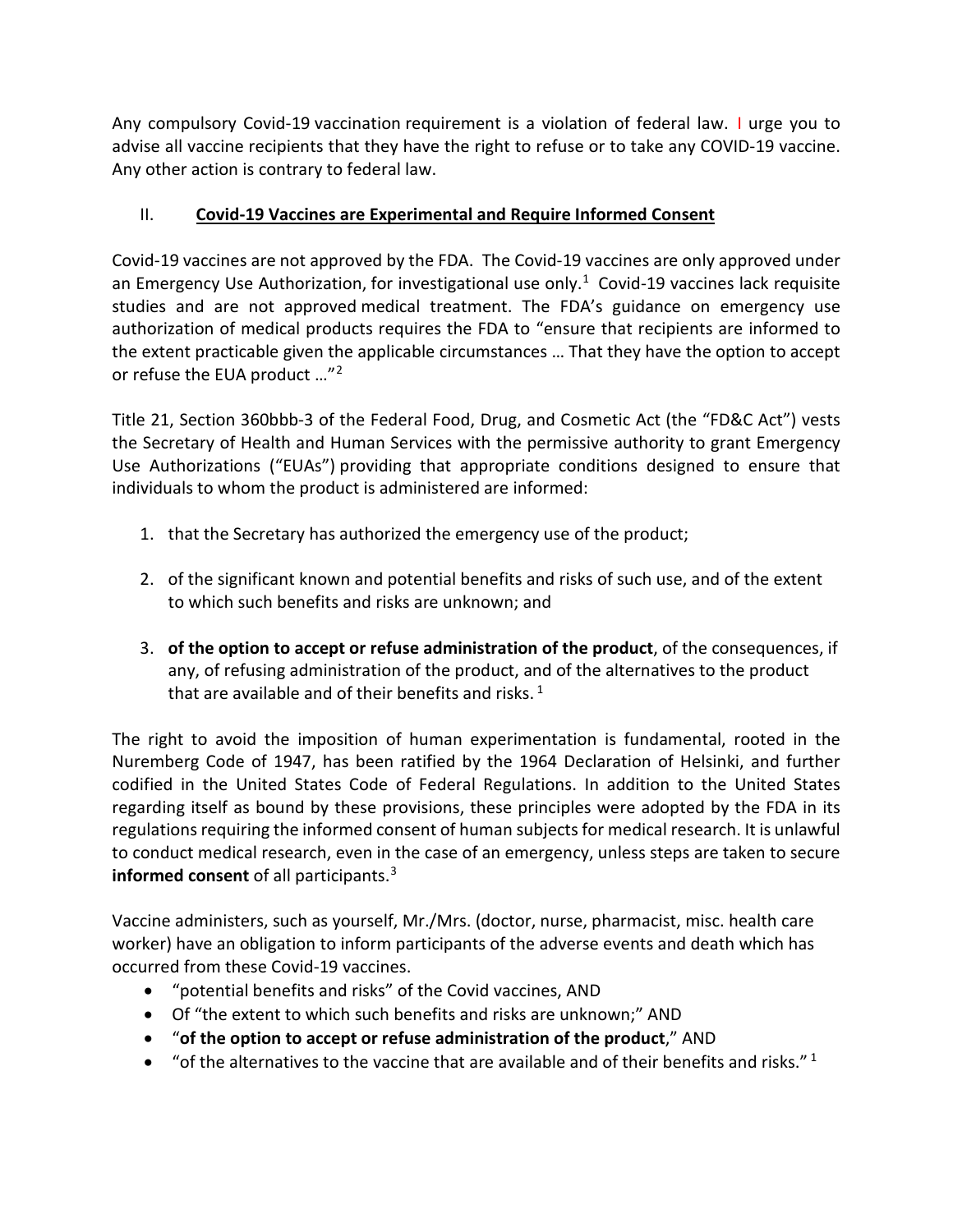Any compulsory Covid-19 vaccination requirement is a violation of federal law. I urge you to advise all vaccine recipients that they have the right to refuse or to take any COVID-19 vaccine. Any other action is contrary to federal law.

## II. Covid-19 Vaccines are Experimental and Require Informed Consent

Covid-19 vaccines are not approved by the FDA. The Covid-19 vaccines are only approved under an Emergency Use Authorization, for investigational use only.[1] Covid-19 vaccines lack requisite studies and are not approved medical treatment. The FDA's guidance on emergency use authorization of medical products requires the FDA to "ensure that recipients are informed to the extent practicable given the applicable circumstances … That they have the option to accept or refuse the EUA product …"[2]

Title 21, Section 360bbb-3 of the Federal Food, Drug, and Cosmetic Act (the "FD&C Act") vests the Secretary of Health and Human Services with the permissive authority to grant Emergency Use Authorizations ("EUAs") providing that appropriate conditions designed to ensure that individuals to whom the product is administered are informed:

1. that the Secretary has authorized the emergency use of the product;
2. of the significant known and potential benefits and risks of such use, and of the extent to which such benefits and risks are unknown; and
3. **of the option to accept or refuse administration of the product**, of the consequences, if any, of refusing administration of the product, and of the alternatives to the product that are available and of their benefits and risks.[1]

The right to avoid the imposition of human experimentation is fundamental, rooted in the Nuremberg Code of 1947, has been ratified by the 1964 Declaration of Helsinki, and further codified in the United States Code of Federal Regulations. In addition to the United States regarding itself as bound by these provisions, these principles were adopted by the FDA in its regulations requiring the informed consent of human subjects for medical research. It is unlawful to conduct medical research, even in the case of an emergency, unless steps are taken to secure **informed consent** of all participants.[3]

Vaccine administers, such as yourself, Mr./Mrs. (doctor, nurse, pharmacist, misc. health care worker) have an obligation to inform participants of the adverse events and death which has occurred from these Covid-19 vaccines.

- "potential benefits and risks" of the Covid vaccines, AND
- Of "the extent to which such benefits and risks are unknown;" AND
- "**of the option to accept or refuse administration of the product**," AND
- "of the alternatives to the vaccine that are available and of their benefits and risks."[1]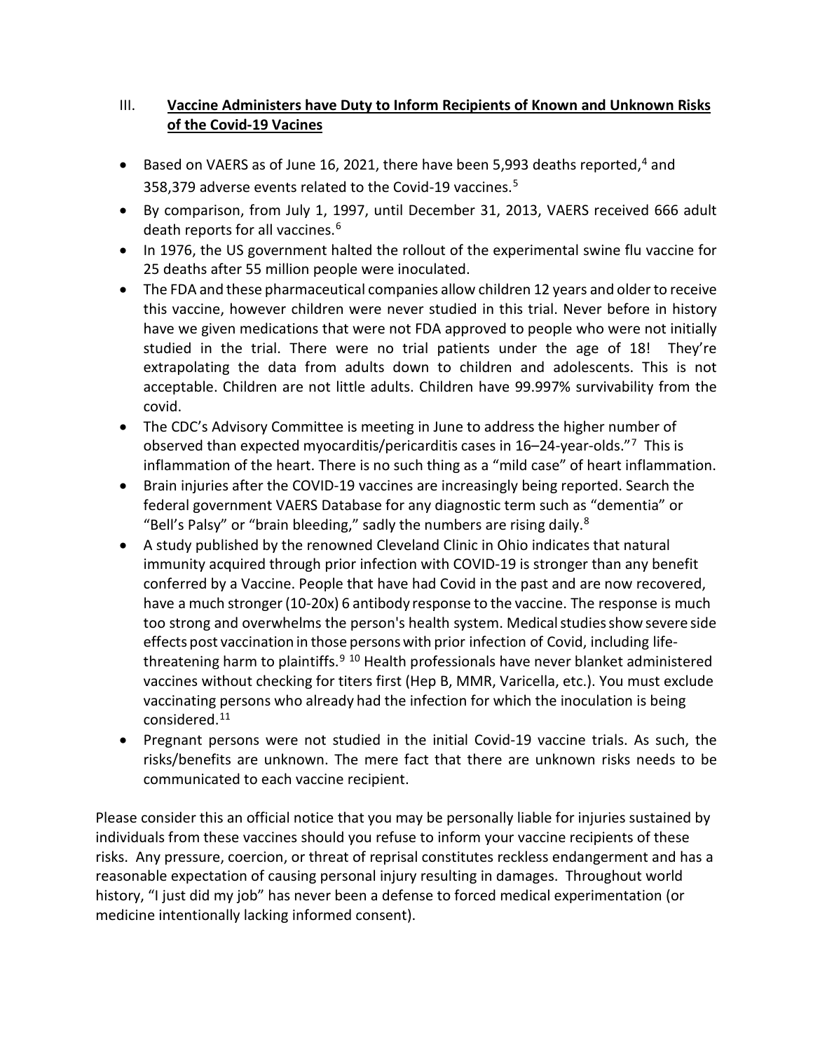## III. Vaccine Administers have Duty to Inform Recipients of Known and Unknown Risks of the Covid-19 Vacines

- Based on VAERS as of June 16, 2021, there have been 5,993 deaths reported,[4] and 358,379 adverse events related to the Covid-19 vaccines.[5]
- By comparison, from July 1, 1997, until December 31, 2013, VAERS received 666 adult death reports for all vaccines.[6]
- In 1976, the US government halted the rollout of the experimental swine flu vaccine for 25 deaths after 55 million people were inoculated.
- The FDA and these pharmaceutical companies allow children 12 years and older to receive this vaccine, however children were never studied in this trial. Never before in history have we given medications that were not FDA approved to people who were not initially studied in the trial. There were no trial patients under the age of 18! They're extrapolating the data from adults down to children and adolescents. This is not acceptable. Children are not little adults. Children have 99.997% survivability from the covid.
- The CDC's Advisory Committee is meeting in June to address the higher number of observed than expected myocarditis/pericarditis cases in 16–24-year-olds."[7] This is inflammation of the heart. There is no such thing as a "mild case" of heart inflammation.
- Brain injuries after the COVID-19 vaccines are increasingly being reported. Search the federal government VAERS Database for any diagnostic term such as "dementia" or "Bell's Palsy" or "brain bleeding," sadly the numbers are rising daily.[8]
- A study published by the renowned Cleveland Clinic in Ohio indicates that natural immunity acquired through prior infection with COVID-19 is stronger than any benefit conferred by a Vaccine. People that have had Covid in the past and are now recovered, have a much stronger (10-20x) 6 antibody response to the vaccine. The response is much too strong and overwhelms the person's health system. Medical studies show severe side effects post vaccination in those persons with prior infection of Covid, including life-threatening harm to plaintiffs.[9] [10] Health professionals have never blanket administered vaccines without checking for titers first (Hep B, MMR, Varicella, etc.). You must exclude vaccinating persons who already had the infection for which the inoculation is being considered.[11]
- Pregnant persons were not studied in the initial Covid-19 vaccine trials. As such, the risks/benefits are unknown. The mere fact that there are unknown risks needs to be communicated to each vaccine recipient.

Please consider this an official notice that you may be personally liable for injuries sustained by individuals from these vaccines should you refuse to inform your vaccine recipients of these risks. Any pressure, coercion, or threat of reprisal constitutes reckless endangerment and has a reasonable expectation of causing personal injury resulting in damages. Throughout world history, "I just did my job" has never been a defense to forced medical experimentation (or medicine intentionally lacking informed consent).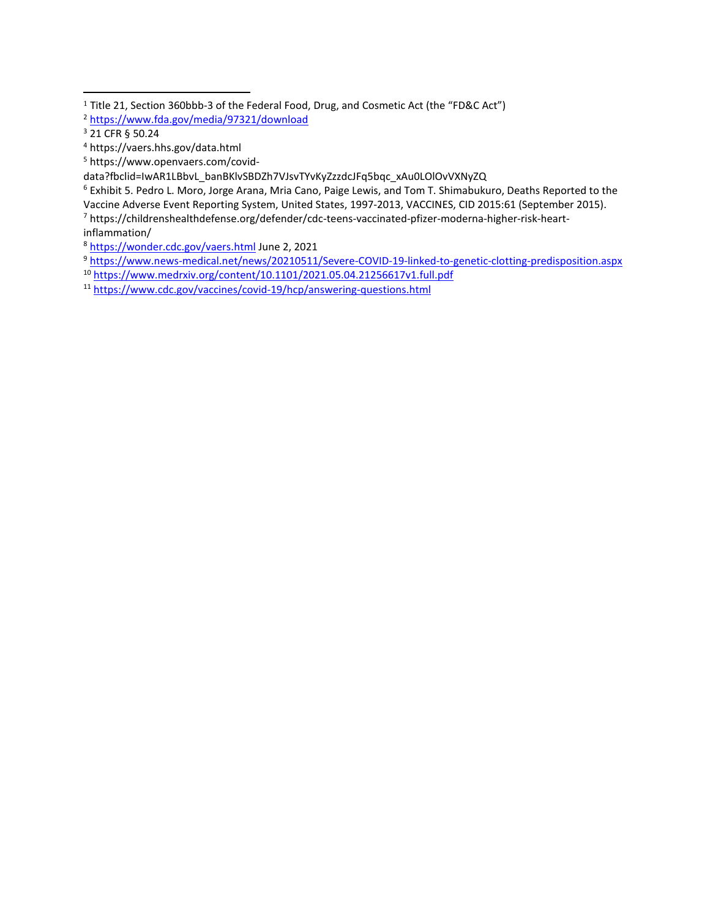[1] Title 21, Section 360bbb-3 of the Federal Food, Drug, and Cosmetic Act (the "FD&C Act")

[2] https://www.fda.gov/media/97321/download

[3] 21 CFR § 50.24

[4] https://vaers.hhs.gov/data.html

[5] https://www.openvaers.com/covid-data?fbclid=IwAR1LBbvL_banBKlvSBDZh7VJsvTYvKyZzzdcJFq5bqc_xAu0LOlOvVXNyZQ

[6] Exhibit 5. Pedro L. Moro, Jorge Arana, Mria Cano, Paige Lewis, and Tom T. Shimabukuro, Deaths Reported to the Vaccine Adverse Event Reporting System, United States, 1997-2013, VACCINES, CID 2015:61 (September 2015).

[7] https://childrenshealthdefense.org/defender/cdc-teens-vaccinated-pfizer-moderna-higher-risk-heart-inflammation/

[8] https://wonder.cdc.gov/vaers.html June 2, 2021

[9] https://www.news-medical.net/news/20210511/Severe-COVID-19-linked-to-genetic-clotting-predisposition.aspx

[10] https://www.medrxiv.org/content/10.1101/2021.05.04.21256617v1.full.pdf

[11] https://www.cdc.gov/vaccines/covid-19/hcp/answering-questions.html